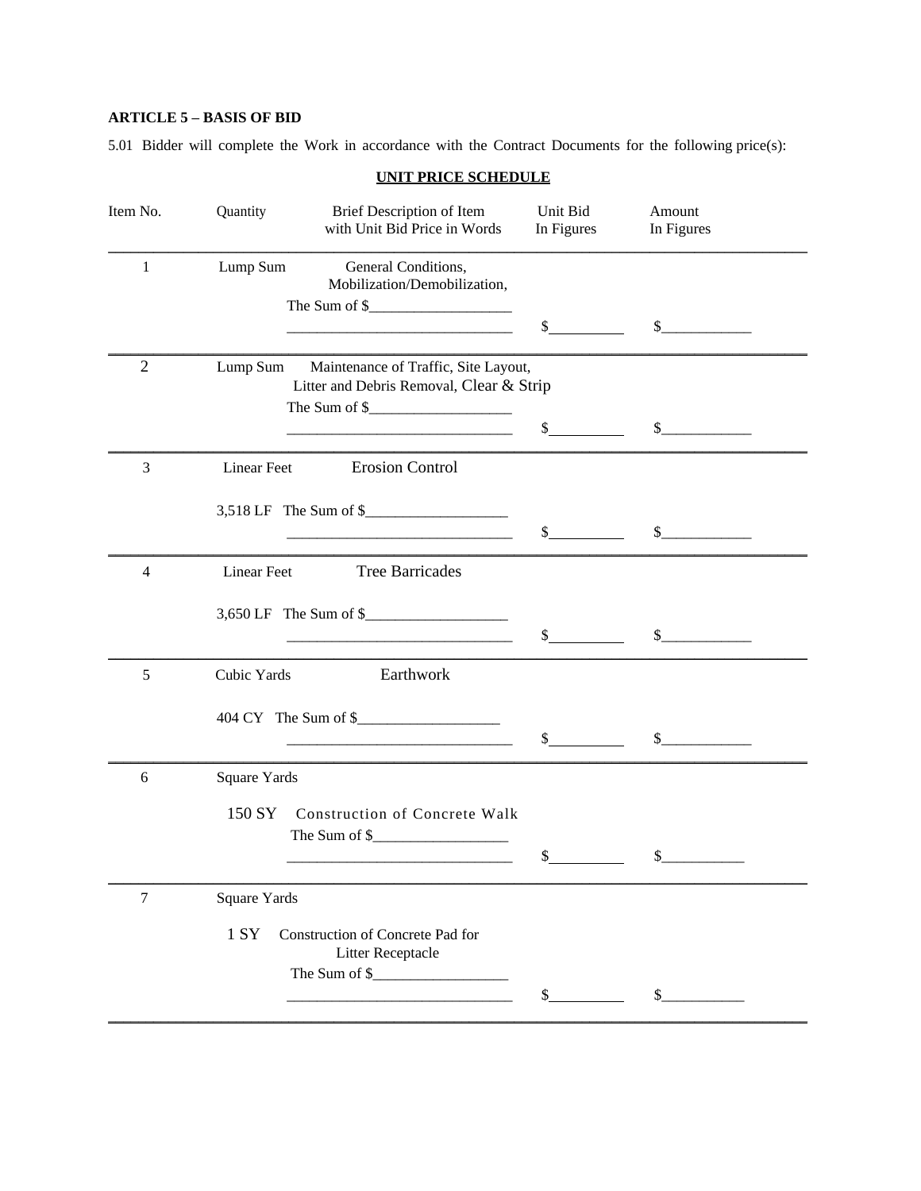**ARTICLE 5 – BASIS OF BID**

5.01 Bidder will complete the Work in accordance with the Contract Documents for the following price(s):

**UNIT PRICE SCHEDULE**

| Item No. | Quantity | Brief Description of Item with Unit Bid Price in Words | Unit Bid In Figures | Amount In Figures |
|---|---|---|---|---|
| 1 | Lump Sum | General Conditions, Mobilization/Demobilization, The Sum of $___________________ ______________________________ | $__________ | $____________ |
| 2 | Lump Sum | Maintenance of Traffic, Site Layout, Litter and Debris Removal, Clear & Strip The Sum of $___________________ ______________________________ | $__________ | $____________ |
| 3 | Linear Feet | Erosion Control 3,518 LF The Sum of $___________________ ______________________________ | $__________ | $____________ |
| 4 | Linear Feet | Tree Barricades 3,650 LF The Sum of $___________________ ______________________________ | $__________ | $____________ |
| 5 | Cubic Yards | Earthwork 404 CY The Sum of $___________________ ______________________________ | $__________ | $____________ |
| 6 | Square Yards | 150 SY Construction of Concrete Walk The Sum of $__________________ ______________________________ | $__________ | $___________ |
| 7 | Square Yards | 1 SY Construction of Concrete Pad for Litter Receptacle The Sum of $__________________ ______________________________ | $__________ | $___________ |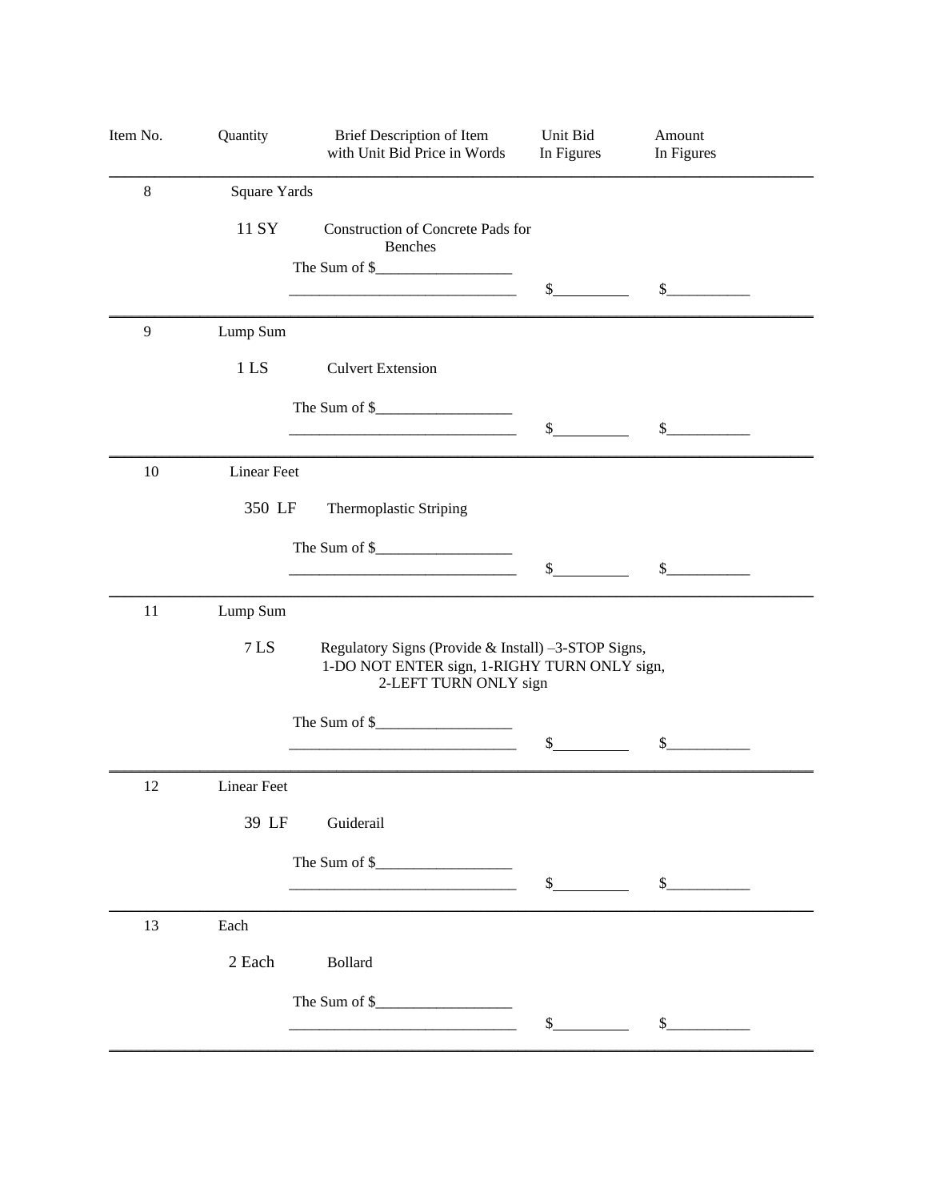| Item No. | Quantity | Brief Description of Item with Unit Bid Price in Words | Unit Bid In Figures | Amount In Figures |
|---|---|---|---|---|
| 8 | Square Yards | | | |
| | 11 SY | Construction of Concrete Pads for Benches<br>The Sum of $__________________<br>______________________________ | $__________ | $___________ |
| 9 | Lump Sum | | | |
| | 1 LS | Culvert Extension<br>The Sum of $__________________<br>______________________________ | $__________ | $___________ |
| 10 | Linear Feet | | | |
| | 350 LF | Thermoplastic Striping<br>The Sum of $__________________<br>______________________________ | $__________ | $___________ |
| 11 | Lump Sum | | | |
| | 7 LS | Regulatory Signs (Provide & Install) –3-STOP Signs, 1-DO NOT ENTER sign, 1-RIGHY TURN ONLY sign, 2-LEFT TURN ONLY sign<br>The Sum of $__________________<br>______________________________ | $__________ | $___________ |
| 12 | Linear Feet | | | |
| | 39 LF | Guiderail<br>The Sum of $__________________<br>______________________________ | $__________ | $___________ |
| 13 | Each | | | |
| | 2 Each | Bollard<br>The Sum of $__________________<br>______________________________ | $__________ | $___________ |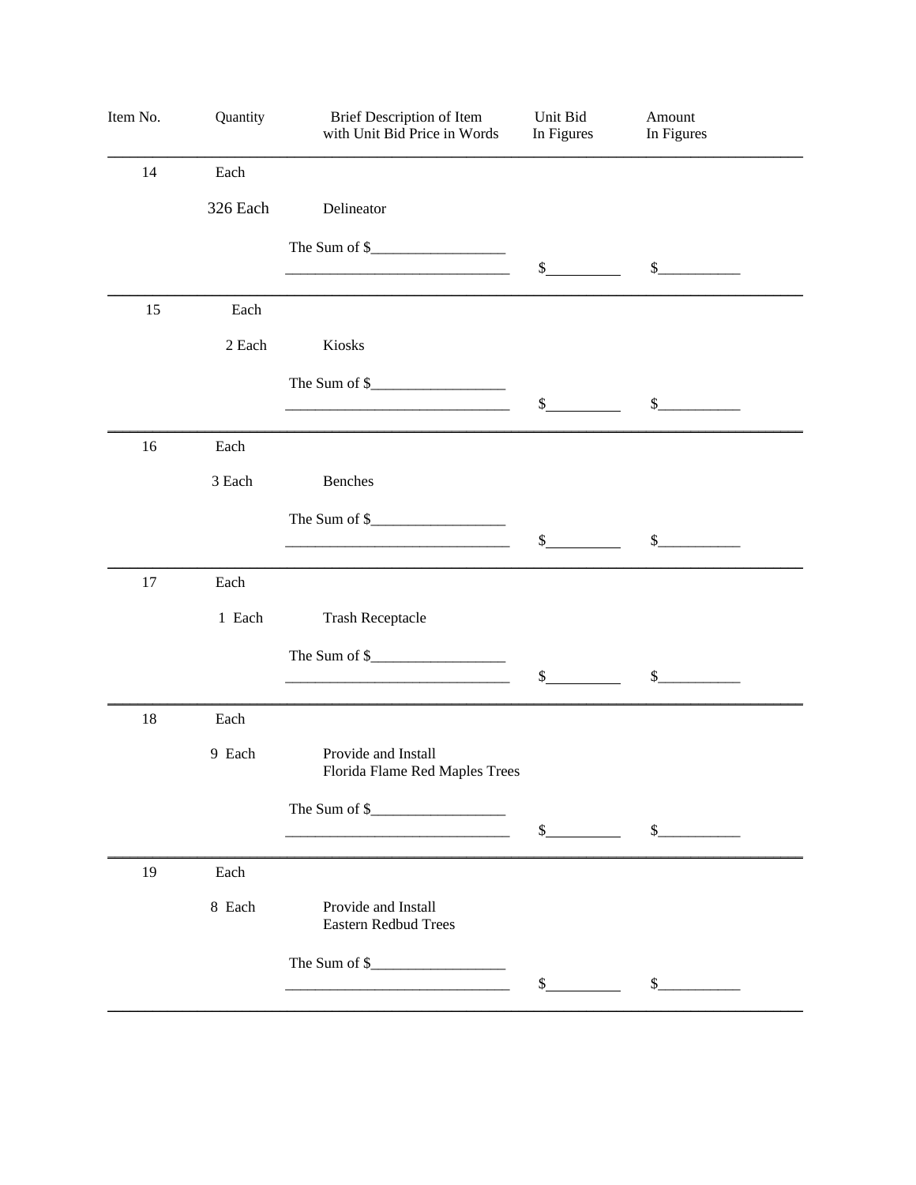| Item No. | Quantity | Brief Description of Item with Unit Bid Price in Words | Unit Bid In Figures | Amount In Figures |
|---|---|---|---|---|
| 14 | Each | | | |
| | 326 Each | Delineator | | |
| | | The Sum of $__________________ ______________________________ | $__________ | $___________ |
| 15 | Each | | | |
| | 2 Each | Kiosks | | |
| | | The Sum of $__________________ ______________________________ | $__________ | $___________ |
| 16 | Each | | | |
| | 3 Each | Benches | | |
| | | The Sum of $__________________ ______________________________ | $__________ | $___________ |
| 17 | Each | | | |
| | 1 Each | Trash Receptacle | | |
| | | The Sum of $__________________ ______________________________ | $__________ | $___________ |
| 18 | Each | | | |
| | 9 Each | Provide and Install Florida Flame Red Maples Trees | | |
| | | The Sum of $__________________ ______________________________ | $__________ | $___________ |
| 19 | Each | | | |
| | 8 Each | Provide and Install Eastern Redbud Trees | | |
| | | The Sum of $__________________ ______________________________ | $__________ | $___________ |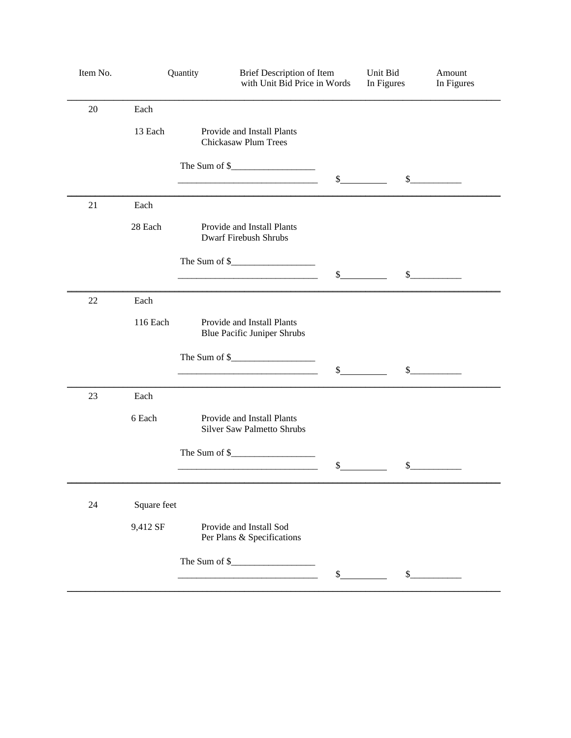| Item No. | Quantity | Brief Description of Item with Unit Bid Price in Words | Unit Bid In Figures | Amount In Figures |
|---|---|---|---|---|
| 20 | Each | | | |
| | 13 Each | Provide and Install Plants Chickasaw Plum Trees | | |
| | | The Sum of $__________________ ______________________________ | $__________ | $___________ |
| 21 | Each | | | |
| | 28 Each | Provide and Install Plants Dwarf Firebush Shrubs | | |
| | | The Sum of $__________________ ______________________________ | $__________ | $___________ |
| 22 | Each | | | |
| | 116 Each | Provide and Install Plants Blue Pacific Juniper Shrubs | | |
| | | The Sum of $__________________ ______________________________ | $__________ | $___________ |
| 23 | Each | | | |
| | 6 Each | Provide and Install Plants Silver Saw Palmetto Shrubs | | |
| | | The Sum of $__________________ ______________________________ | $__________ | $___________ |
| 24 | Square feet | | | |
| | 9,412 SF | Provide and Install Sod Per Plans & Specifications | | |
| | | The Sum of $__________________ ______________________________ | $__________ | $___________ |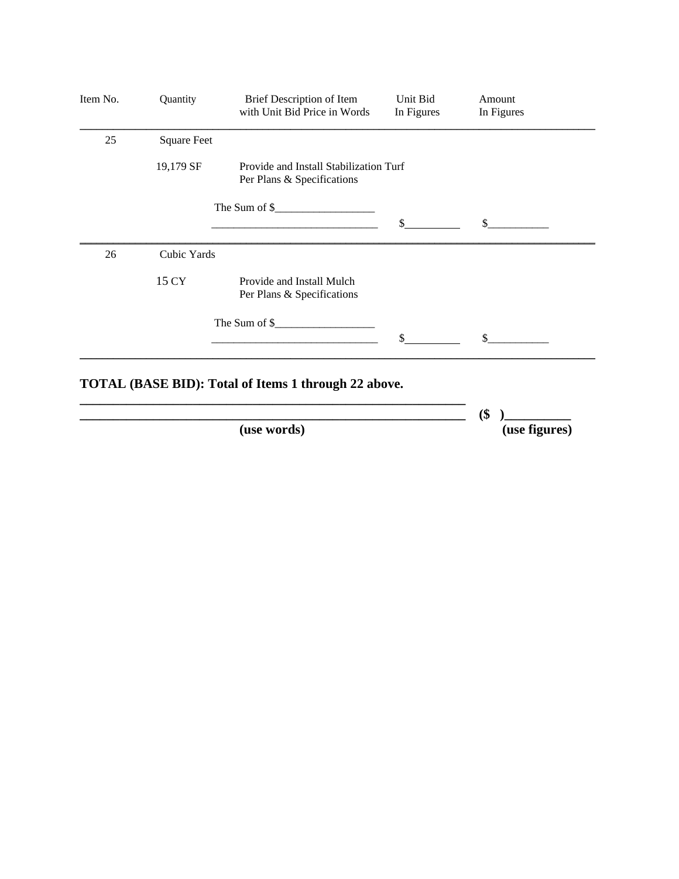| Item No. | Quantity | Brief Description of Item with Unit Bid Price in Words | Unit Bid In Figures | Amount In Figures |
|---|---|---|---|---|
| 25 | Square Feet | | | |
| | 19,179 SF | Provide and Install Stabilization Turf Per Plans & Specifications | | |
| | | The Sum of $__________________ ______________________________ | $__________ | $___________ |
| 26 | Cubic Yards | | | |
| | 15 CY | Provide and Install Mulch Per Plans & Specifications | | |
| | | The Sum of $__________________ ______________________________ | $__________ | $___________ |

**TOTAL (BASE BID): Total of Items 1 through 22 above.**

**______________________________________________________________**

**______________________________________________________________ ($ )__________**

**(use words) (use figures)**